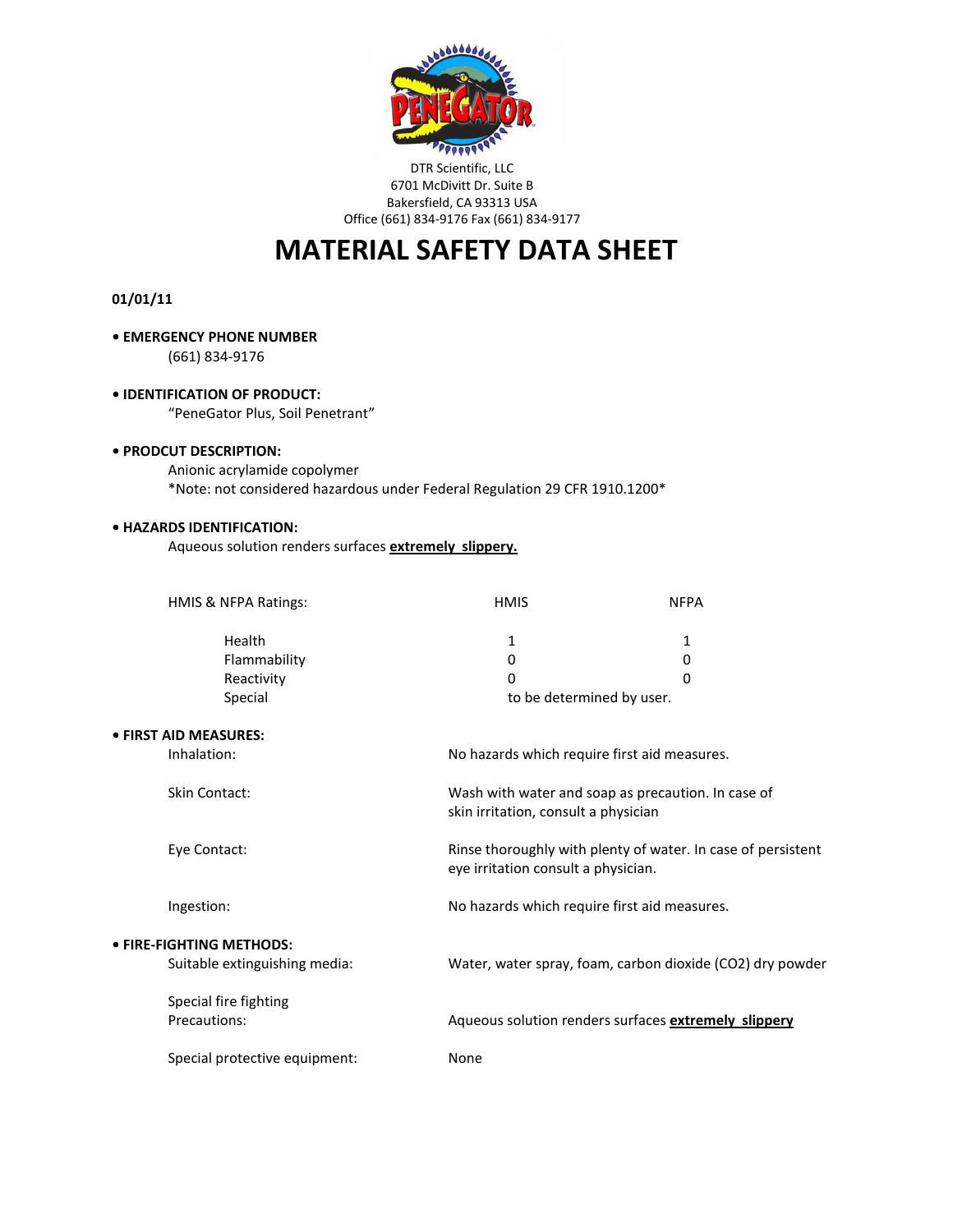DTR Scientific, LLC
6701 McDivitt Dr. Suite B
Bakersfield, CA 93313 USA
Office (661) 834-9176 Fax (661) 834-9177

# MATERIAL SAFETY DATA SHEET

**01/01/11**

**• EMERGENCY PHONE NUMBER**

(661) 834-9176

**• IDENTIFICATION OF PRODUCT:**

"PeneGator Plus, Soil Penetrant"

**• PRODCUT DESCRIPTION:**

Anionic acrylamide copolymer
*Note: not considered hazardous under Federal Regulation 29 CFR 1910.1200*

**• HAZARDS IDENTIFICATION:**

Aqueous solution renders surfaces **extremely slippery.**

| HMIS & NFPA Ratings: | HMIS | NFPA |
|---|---|---|
| Health | 1 | 1 |
| Flammability | 0 | 0 |
| Reactivity | 0 | 0 |
| Special | to be determined by user. | |

**• FIRST AID MEASURES:**

| | |
|---|---|
| Inhalation: | No hazards which require first aid measures. |
| Skin Contact: | Wash with water and soap as precaution. In case of skin irritation, consult a physician |
| Eye Contact: | Rinse thoroughly with plenty of water. In case of persistent eye irritation consult a physician. |
| Ingestion: | No hazards which require first aid measures. |

**• FIRE-FIGHTING METHODS:**

| | |
|---|---|
| Suitable extinguishing media: | Water, water spray, foam, carbon dioxide ($CO_2$) dry powder |
| Special fire fighting Precautions: | Aqueous solution renders surfaces **extremely slippery** |
| Special protective equipment: | None |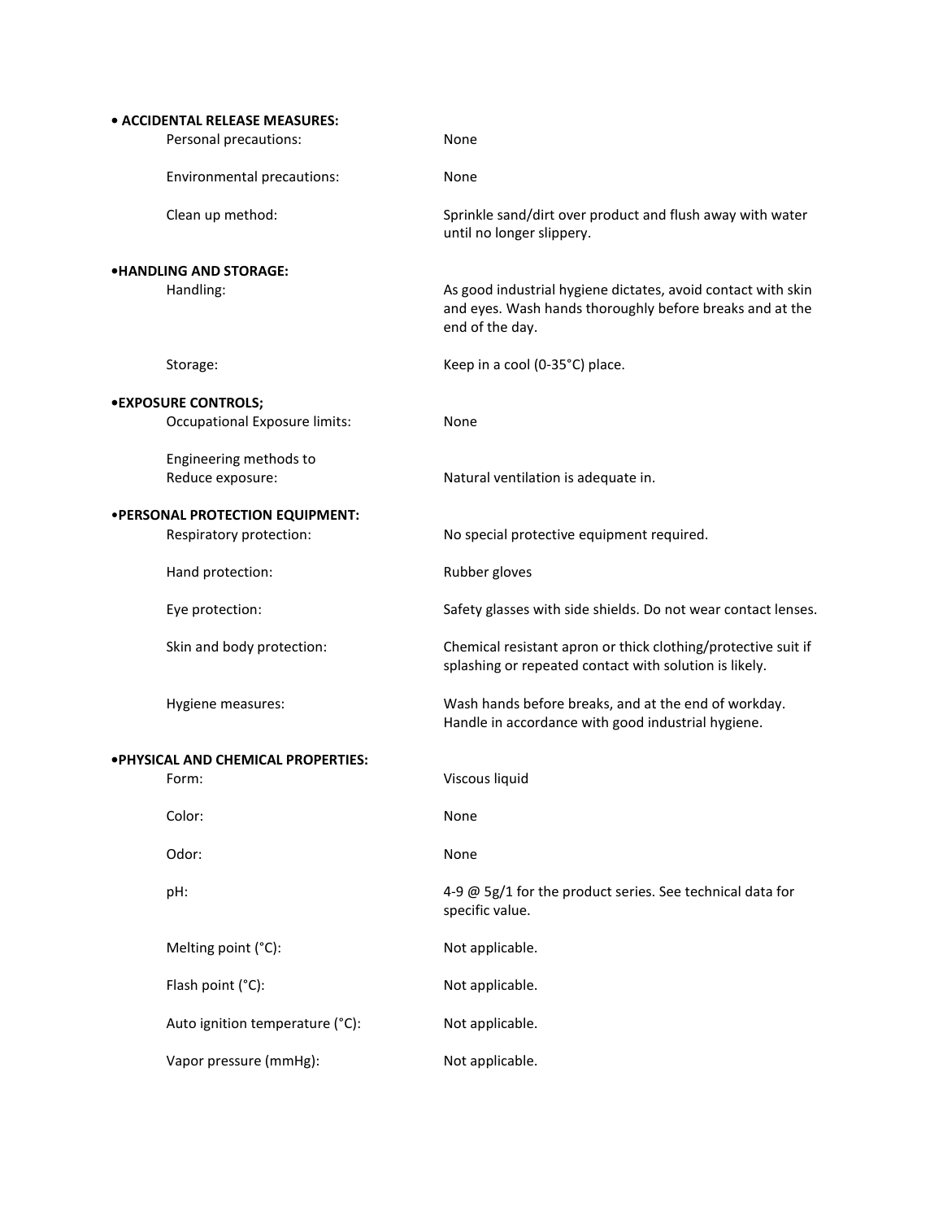**• ACCIDENTAL RELEASE MEASURES:**

| | |
|---|---|
| Personal precautions: | None |
| Environmental precautions: | None |
| Clean up method: | Sprinkle sand/dirt over product and flush away with water until no longer slippery. |

**•HANDLING AND STORAGE:**

| | |
|---|---|
| Handling: | As good industrial hygiene dictates, avoid contact with skin and eyes. Wash hands thoroughly before breaks and at the end of the day. |
| Storage: | Keep in a cool (0-35°C) place. |

**•EXPOSURE CONTROLS;**

| | |
|---|---|
| Occupational Exposure limits: | None |
| Engineering methods to Reduce exposure: | Natural ventilation is adequate in. |

**•PERSONAL PROTECTION EQUIPMENT:**

| | |
|---|---|
| Respiratory protection: | No special protective equipment required. |
| Hand protection: | Rubber gloves |
| Eye protection: | Safety glasses with side shields. Do not wear contact lenses. |
| Skin and body protection: | Chemical resistant apron or thick clothing/protective suit if splashing or repeated contact with solution is likely. |
| Hygiene measures: | Wash hands before breaks, and at the end of workday. Handle in accordance with good industrial hygiene. |

**•PHYSICAL AND CHEMICAL PROPERTIES:**

| | |
|---|---|
| Form: | Viscous liquid |
| Color: | None |
| Odor: | None |
| pH: | 4-9 @ 5g/1 for the product series. See technical data for specific value. |
| Melting point (°C): | Not applicable. |
| Flash point (°C): | Not applicable. |
| Auto ignition temperature (°C): | Not applicable. |
| Vapor pressure (mmHg): | Not applicable. |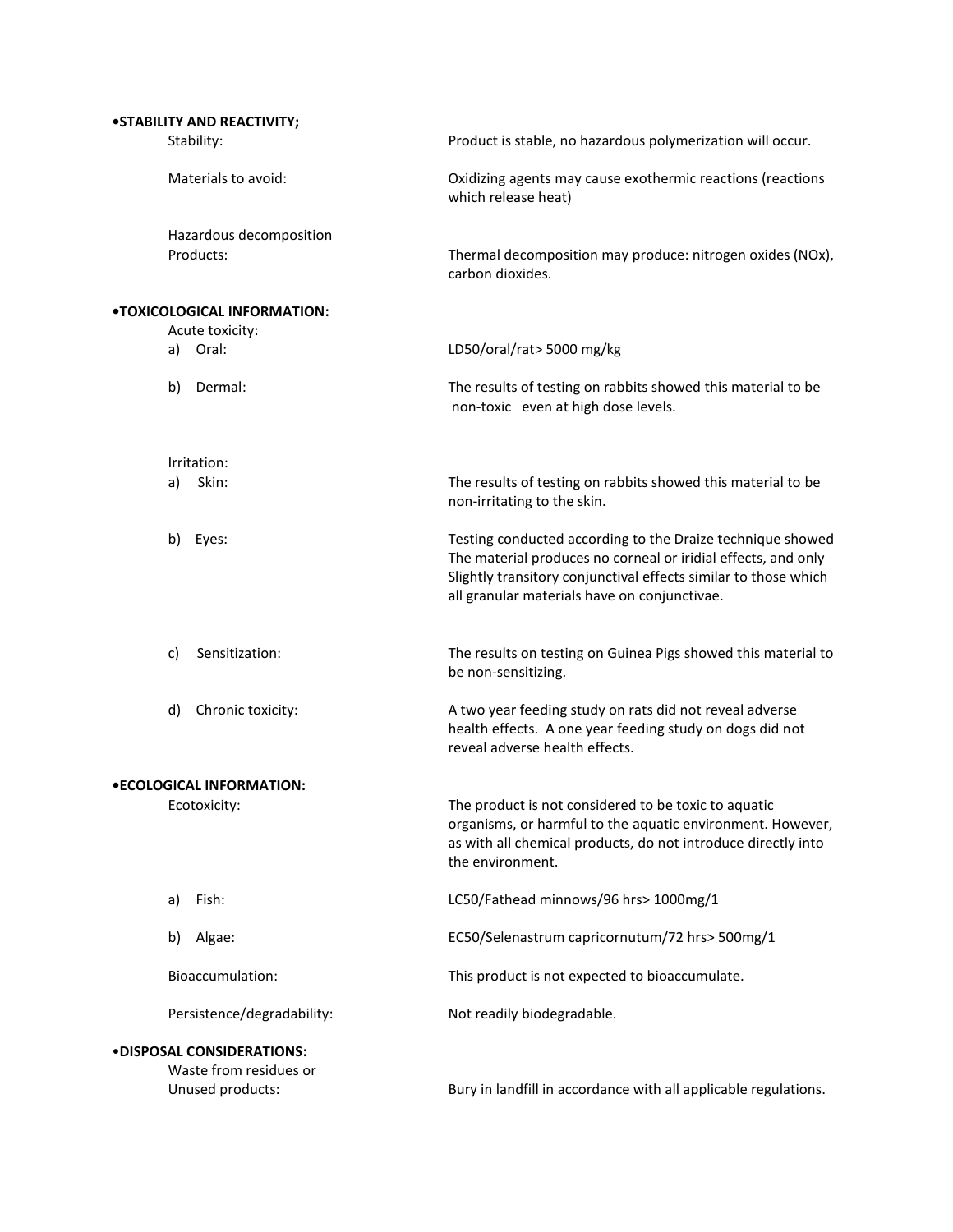**•STABILITY AND REACTIVITY;**

| | |
|---|---|
| Stability: | Product is stable, no hazardous polymerization will occur. |
| Materials to avoid: | Oxidizing agents may cause exothermic reactions (reactions which release heat) |
| Hazardous decomposition Products: | Thermal decomposition may produce: nitrogen oxides (NOx), carbon dioxides. |

**•TOXICOLOGICAL INFORMATION:**

Acute toxicity:

| | |
|---|---|
| a) Oral: | LD50/oral/rat> 5000 mg/kg |
| b) Dermal: | The results of testing on rabbits showed this material to be non-toxic even at high dose levels. |

Irritation:

| | |
|---|---|
| a) Skin: | The results of testing on rabbits showed this material to be non-irritating to the skin. |
| b) Eyes: | Testing conducted according to the Draize technique showed The material produces no corneal or iridial effects, and only Slightly transitory conjunctival effects similar to those which all granular materials have on conjunctivae. |
| c) Sensitization: | The results on testing on Guinea Pigs showed this material to be non-sensitizing. |
| d) Chronic toxicity: | A two year feeding study on rats did not reveal adverse health effects. A one year feeding study on dogs did not reveal adverse health effects. |

**•ECOLOGICAL INFORMATION:**

| | |
|---|---|
| Ecotoxicity: | The product is not considered to be toxic to aquatic organisms, or harmful to the aquatic environment. However, as with all chemical products, do not introduce directly into the environment. |
| a) Fish: | LC50/Fathead minnows/96 hrs> 1000mg/1 |
| b) Algae: | EC50/Selenastrum capricornutum/72 hrs> 500mg/1 |
| Bioaccumulation: | This product is not expected to bioaccumulate. |
| Persistence/degradability: | Not readily biodegradable. |

**•DISPOSAL CONSIDERATIONS:**

| | |
|---|---|
| Waste from residues or Unused products: | Bury in landfill in accordance with all applicable regulations. |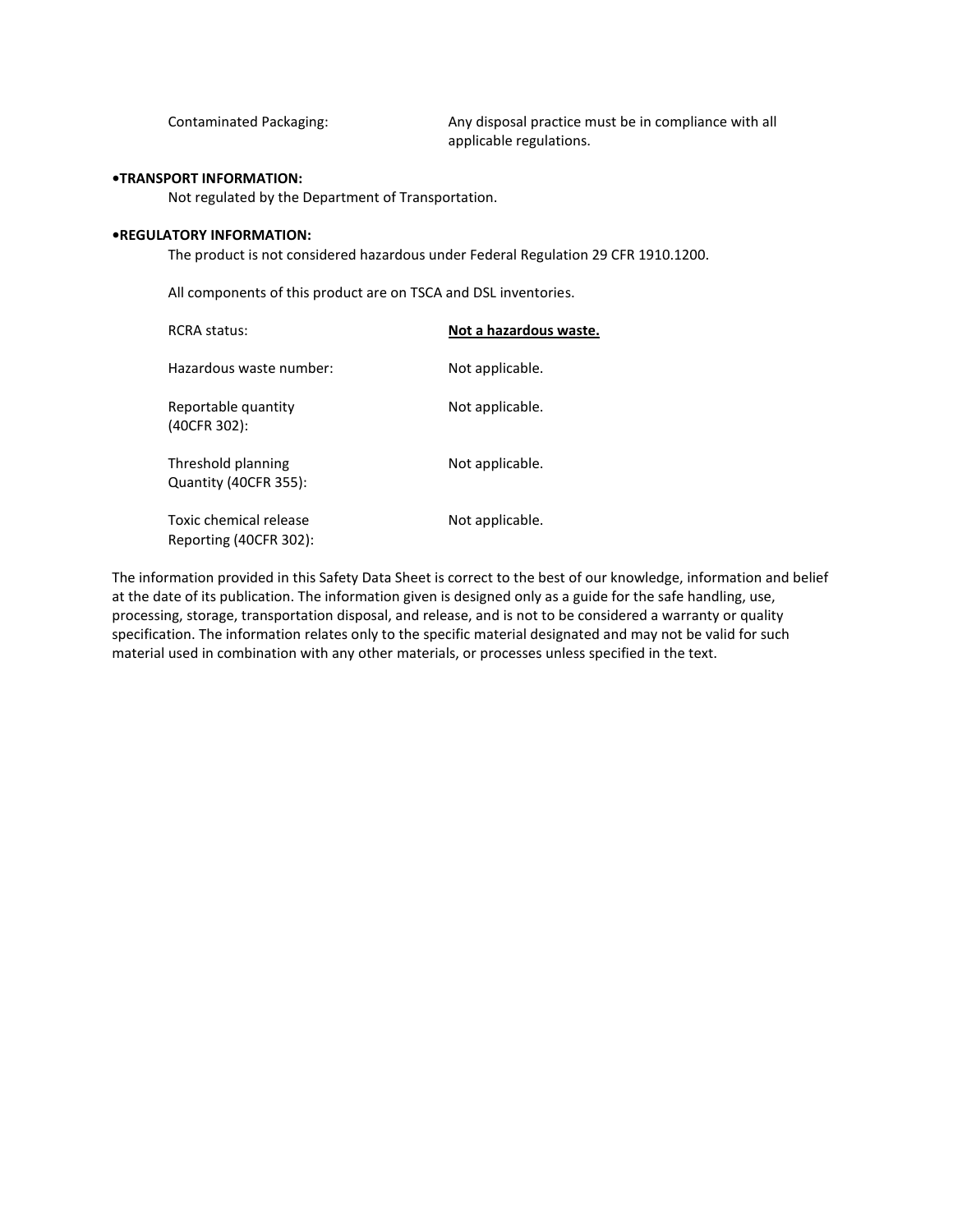| | |
|---|---|
| Contaminated Packaging: | Any disposal practice must be in compliance with all applicable regulations. |

**•TRANSPORT INFORMATION:**

Not regulated by the Department of Transportation.

**•REGULATORY INFORMATION:**

The product is not considered hazardous under Federal Regulation 29 CFR 1910.1200.

All components of this product are on TSCA and DSL inventories.

| | |
|---|---|
| RCRA status: | **Not a hazardous waste.** |
| Hazardous waste number: | Not applicable. |
| Reportable quantity (40CFR 302): | Not applicable. |
| Threshold planning Quantity (40CFR 355): | Not applicable. |
| Toxic chemical release Reporting (40CFR 302): | Not applicable. |

The information provided in this Safety Data Sheet is correct to the best of our knowledge, information and belief at the date of its publication. The information given is designed only as a guide for the safe handling, use, processing, storage, transportation disposal, and release, and is not to be considered a warranty or quality specification. The information relates only to the specific material designated and may not be valid for such material used in combination with any other materials, or processes unless specified in the text.